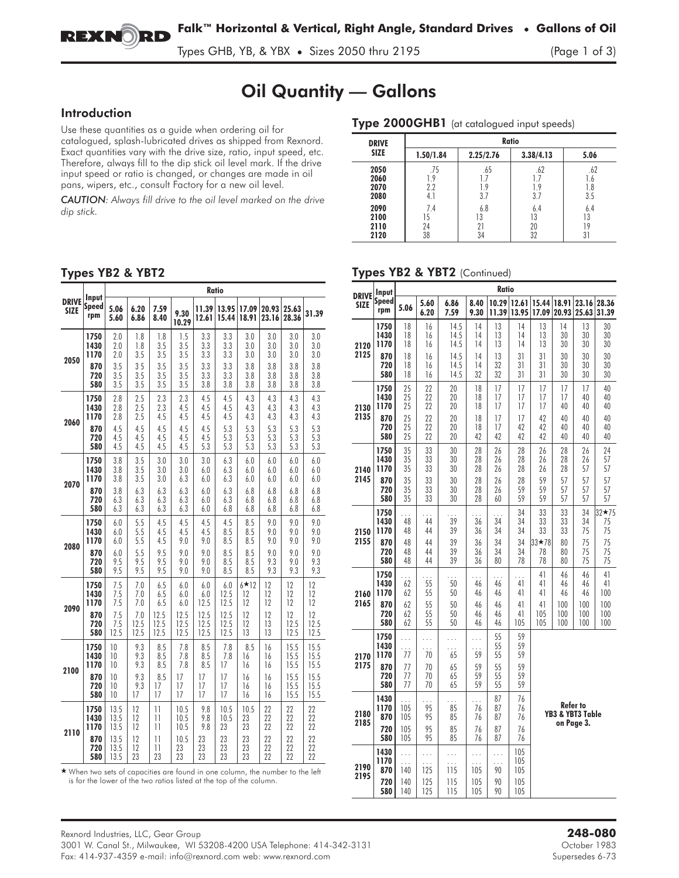# Oil Quantity — Gallons

## Introduction

Use these quantities as a guide when ordering oil for catalogued, splash-lubricated drives as shipped from Rexnord. Exact quantities vary with the drive size, ratio, input speed, etc. Therefore, always fill to the dip stick oil level mark. If the drive input speed or ratio is changed, or changes are made in oil pans, wipers, etc., consult Factory for a new oil level.

*CAUTION: Always fill drive to the oil level marked on the drive dip stick.*

## Type 2000GHB1 (at catalogued input speeds)

| DRIVE SIZE | Ratio 1.50/1.84 | 2.25/2.76 | 3.38/4.13 | 5.06 |
|---|---|---|---|---|
| 2050 | .75 | .65 | .62 | .62 |
| 2060 | 1.9 | 1.7 | 1.7 | 1.6 |
| 2070 | 2.2 | 1.9 | 1.9 | 1.8 |
| 2080 | 4.1 | 3.7 | 3.7 | 3.5 |
| 2090 | 7.4 | 6.8 | 6.4 | 6.4 |
| 2100 | 15 | 13 | 13 | 13 |
| 2110 | 24 | 21 | 20 | 19 |
| 2120 | 38 | 34 | 32 | 31 |

## Types YB2 & YBT2

| DRIVE SIZE | Input Speed rpm | 5.06 5.60 | 6.20 6.86 | 7.59 8.40 | 9.30 10.29 | 11.39 12.61 | 13.95 15.44 | 17.09 18.91 | 20.93 23.16 | 25.63 28.36 | 31.39 |
|---|---|---|---|---|---|---|---|---|---|---|---|
| 2050 | 1750 | 2.0 | 1.8 | 1.8 | 1.5 | 3.3 | 3.3 | 3.0 | 3.0 | 3.0 | 3.0 |
| | 1430 | 2.0 | 1.8 | 3.5 | 3.5 | 3.3 | 3.3 | 3.0 | 3.0 | 3.0 | 3.0 |
| | 1170 | 2.0 | 3.5 | 3.5 | 3.5 | 3.3 | 3.3 | 3.0 | 3.0 | 3.0 | 3.0 |
| | 870 | 3.5 | 3.5 | 3.5 | 3.5 | 3.3 | 3.3 | 3.8 | 3.8 | 3.8 | 3.8 |
| | 720 | 3.5 | 3.5 | 3.5 | 3.5 | 3.3 | 3.3 | 3.8 | 3.8 | 3.8 | 3.8 |
| | 580 | 3.5 | 3.5 | 3.5 | 3.5 | 3.8 | 3.8 | 3.8 | 3.8 | 3.8 | 3.8 |
| 2060 | 1750 | 2.8 | 2.5 | 2.3 | 2.3 | 4.5 | 4.5 | 4.3 | 4.3 | 4.3 | 4.3 |
| | 1430 | 2.8 | 2.5 | 2.3 | 4.5 | 4.5 | 4.5 | 4.3 | 4.3 | 4.3 | 4.3 |
| | 1170 | 2.8 | 2.5 | 4.5 | 4.5 | 4.5 | 4.5 | 4.3 | 4.3 | 4.3 | 4.3 |
| | 870 | 4.5 | 4.5 | 4.5 | 4.5 | 4.5 | 4.5 | 5.3 | 5.3 | 5.3 | 5.3 |
| | 720 | 4.5 | 4.5 | 4.5 | 4.5 | 4.5 | 5.3 | 5.3 | 5.3 | 5.3 | 5.3 |
| | 580 | 4.5 | 4.5 | 4.5 | 4.5 | 5.3 | 5.3 | 5.3 | 5.3 | 5.3 | 5.3 |
| 2070 | 1750 | 3.8 | 3.5 | 3.0 | 3.0 | 3.0 | 6.3 | 6.0 | 6.0 | 6.0 | 6.0 |
| | 1430 | 3.8 | 3.5 | 3.0 | 3.0 | 6.0 | 6.3 | 6.0 | 6.0 | 6.0 | 6.0 |
| | 1170 | 3.8 | 3.5 | 3.0 | 6.3 | 6.0 | 6.3 | 6.0 | 6.0 | 6.0 | 6.0 |
| | 870 | 3.8 | 6.3 | 6.3 | 6.3 | 6.0 | 6.3 | 6.8 | 6.8 | 6.8 | 6.8 |
| | 720 | 6.3 | 6.3 | 6.3 | 6.3 | 6.0 | 6.3 | 6.8 | 6.8 | 6.8 | 6.8 |
| | 580 | 6.3 | 6.3 | 6.3 | 6.3 | 6.0 | 6.8 | 6.8 | 6.8 | 6.8 | 6.8 |
| 2080 | 1750 | 6.0 | 5.5 | 4.5 | 4.5 | 4.5 | 4.5 | 8.5 | 9.0 | 9.0 | 9.0 |
| | 1430 | 6.0 | 5.5 | 4.5 | 4.5 | 4.5 | 8.5 | 8.5 | 9.0 | 9.0 | 9.0 |
| | 1170 | 6.0 | 5.5 | 4.5 | 9.0 | 9.0 | 8.5 | 8.5 | 9.0 | 9.0 | 9.0 |
| | 870 | 6.0 | 5.5 | 9.5 | 9.0 | 9.0 | 8.5 | 8.5 | 9.0 | 9.0 | 9.0 |
| | 720 | 9.5 | 9.5 | 9.5 | 9.0 | 9.0 | 8.5 | 8.5 | 9.3 | 9.0 | 9.3 |
| | 580 | 9.5 | 9.5 | 9.5 | 9.0 | 9.0 | 8.5 | 8.5 | 9.3 | 9.3 | 9.3 |
| 2090 | 1750 | 7.5 | 7.0 | 6.5 | 6.0 | 6.0 | 6.0 | 6★12 | 12 | 12 | 12 |
| | 1430 | 7.5 | 7.0 | 6.5 | 6.0 | 6.0 | 12.5 | 12 | 12 | 12 | 12 |
| | 1170 | 7.5 | 7.0 | 6.5 | 6.0 | 12.5 | 12.5 | 12 | 12 | 12 | 12 |
| | 870 | 7.5 | 7.0 | 12.5 | 12.5 | 12.5 | 12.5 | 12 | 12 | 12 | 12 |
| | 720 | 7.5 | 12.5 | 12.5 | 12.5 | 12.5 | 12.5 | 12 | 13 | 12.5 | 12.5 |
| | 580 | 12.5 | 12.5 | 12.5 | 12.5 | 12.5 | 12.5 | 13 | 13 | 12.5 | 12.5 |
| 2100 | 1750 | 10 | 9.3 | 8.5 | 7.8 | 8.5 | 7.8 | 8.5 | 16 | 15.5 | 15.5 |
| | 1430 | 10 | 9.3 | 8.5 | 7.8 | 8.5 | 7.8 | 16 | 16 | 15.5 | 15.5 |
| | 1170 | 10 | 9.3 | 8.5 | 7.8 | 8.5 | 17 | 16 | 16 | 15.5 | 15.5 |
| | 870 | 10 | 9.3 | 8.5 | 17 | 17 | 17 | 16 | 16 | 15.5 | 15.5 |
| | 720 | 10 | 9.3 | 17 | 17 | 17 | 17 | 16 | 16 | 15.5 | 15.5 |
| | 580 | 10 | 17 | 17 | 17 | 17 | 17 | 16 | 16 | 15.5 | 15.5 |
| 2110 | 1750 | 13.5 | 12 | 11 | 10.5 | 9.8 | 10.5 | 10.5 | 22 | 22 | 22 |
| | 1430 | 13.5 | 12 | 11 | 10.5 | 9.8 | 10.5 | 23 | 22 | 22 | 22 |
| | 1170 | 13.5 | 12 | 11 | 10.5 | 9.8 | 23 | 23 | 22 | 22 | 22 |
| | 870 | 13.5 | 12 | 11 | 10.5 | 23 | 23 | 23 | 22 | 22 | 22 |
| | 720 | 13.5 | 12 | 11 | 23 | 23 | 23 | 23 | 22 | 22 | 22 |
| | 580 | 13.5 | 23 | 23 | 23 | 23 | 23 | 23 | 22 | 22 | 22 |

★ When two sets of capacities are found in one column, the number to the left is for the lower of the two ratios listed at the top of the column.

## Types YB2 & YBT2 (Continued)

| DRIVE SIZE | Input Speed rpm | 5.06 | 5.60 6.20 | 6.86 7.59 | 8.40 9.30 | 10.29 11.39 | 12.61 13.95 | 15.44 17.09 | 18.91 20.93 | 23.16 25.63 | 28.36 31.39 |
|---|---|---|---|---|---|---|---|---|---|---|---|
| 2120 2125 | 1750 | 18 | 16 | 14.5 | 14 | 13 | 14 | 13 | 14 | 13 | 30 |
| | 1430 | 18 | 16 | 14.5 | 14 | 13 | 14 | 13 | 30 | 30 | 30 |
| | 1170 | 18 | 16 | 14.5 | 14 | 13 | 14 | 13 | 30 | 30 | 30 |
| | 870 | 18 | 16 | 14.5 | 14 | 13 | 31 | 31 | 30 | 30 | 30 |
| | 720 | 18 | 16 | 14.5 | 14 | 32 | 31 | 31 | 30 | 30 | 30 |
| | 580 | 18 | 16 | 14.5 | 32 | 32 | 31 | 31 | 30 | 30 | 30 |
| 2130 2135 | 1750 | 25 | 22 | 20 | 18 | 17 | 17 | 17 | 17 | 17 | 40 |
| | 1430 | 25 | 22 | 20 | 18 | 17 | 17 | 17 | 17 | 40 | 40 |
| | 1170 | 25 | 22 | 20 | 18 | 17 | 17 | 17 | 40 | 40 | 40 |
| | 870 | 25 | 22 | 20 | 18 | 17 | 17 | 42 | 40 | 40 | 40 |
| | 720 | 25 | 22 | 20 | 18 | 17 | 42 | 42 | 40 | 40 | 40 |
| | 580 | 25 | 22 | 20 | 42 | 42 | 42 | 42 | 40 | 40 | 40 |
| 2140 2145 | 1750 | 35 | 33 | 30 | 28 | 26 | 28 | 26 | 28 | 26 | 24 |
| | 1430 | 35 | 33 | 30 | 28 | 26 | 28 | 26 | 28 | 26 | 57 |
| | 1170 | 35 | 33 | 30 | 28 | 26 | 28 | 26 | 28 | 57 | 57 |
| | 870 | 35 | 33 | 30 | 28 | 26 | 28 | 59 | 57 | 57 | 57 |
| | 720 | 35 | 33 | 30 | 28 | 26 | 59 | 59 | 57 | 57 | 57 |
| | 580 | 35 | 33 | 30 | 28 | 60 | 59 | 59 | 57 | 57 | 57 |
| 2150 2155 | 1750 | ... | ... | ... | ... | ... | 34 | 33 | 33 | 34 | 32★75 |
| | 1430 | 48 | 44 | 39 | 36 | 34 | 34 | 33 | 33 | 34 | 75 |
| | 1170 | 48 | 44 | 39 | 36 | 34 | 34 | 33 | 33 | 75 | 75 |
| | 870 | 48 | 44 | 39 | 36 | 34 | 34 | 33★78 | 80 | 75 | 75 |
| | 720 | 48 | 44 | 39 | 36 | 34 | 34 | 78 | 80 | 75 | 75 |
| | 580 | 48 | 44 | 39 | 36 | 80 | 78 | 78 | 80 | 75 | 75 |
| 2160 2165 | 1750 | ... | ... | ... | ... | ... | ... | 41 | 46 | 46 | 41 |
| | 1430 | 62 | 55 | 50 | 46 | 46 | 41 | 41 | 46 | 46 | 41 |
| | 1170 | 62 | 55 | 50 | 46 | 46 | 41 | 41 | 46 | 46 | 100 |
| | 870 | 62 | 55 | 50 | 46 | 46 | 41 | 41 | 100 | 100 | 100 |
| | 720 | 62 | 55 | 50 | 46 | 46 | 41 | 105 | 100 | 100 | 100 |
| | 580 | 62 | 55 | 50 | 46 | 46 | 105 | 105 | 100 | 100 | 100 |
| 2170 2175 | 1750 | ... | ... | ... | ... | 55 | 59 | Refer to YB3 & YBT3 Table on Page 3. | | | |
| | 1430 | ... | ... | ... | ... | 55 | 59 | | | | |
| | 1170 | 77 | 70 | 65 | 59 | 55 | 59 | | | | |
| | 870 | 77 | 70 | 65 | 59 | 55 | 59 | | | | |
| | 720 | 77 | 70 | 65 | 59 | 55 | 59 | | | | |
| | 580 | 77 | 70 | 65 | 59 | 55 | 59 | | | | |
| 2180 2185 | 1430 | ... | ... | ... | ... | 87 | 76 | | | | |
| | 1170 | 105 | 95 | 85 | 76 | 87 | 76 | | | | |
| | 870 | 105 | 95 | 85 | 76 | 87 | 76 | | | | |
| | 720 | 105 | 95 | 85 | 76 | 87 | 76 | | | | |
| | 580 | 105 | 95 | 85 | 76 | 87 | 76 | | | | |
| 2190 2195 | 1430 | ... | ... | ... | ... | ... | 105 | | | | |
| | 1170 | ... | ... | ... | ... | ... | 105 | | | | |
| | 870 | 140 | 125 | 115 | 105 | 90 | 105 | | | | |
| | 720 | 140 | 125 | 115 | 105 | 90 | 105 | | | | |
| | 580 | 140 | 125 | 115 | 105 | 90 | 105 | | | | |

Rexnord Industries, LLC, Gear Group
3001 W. Canal St., Milwaukee, WI 53208-4200 USA Telephone: 414-342-3131
Fax: 414-937-4359 e-mail: info@rexnord.com web: www.rexnord.com

**248-080**
October 1983
Supersedes 6-73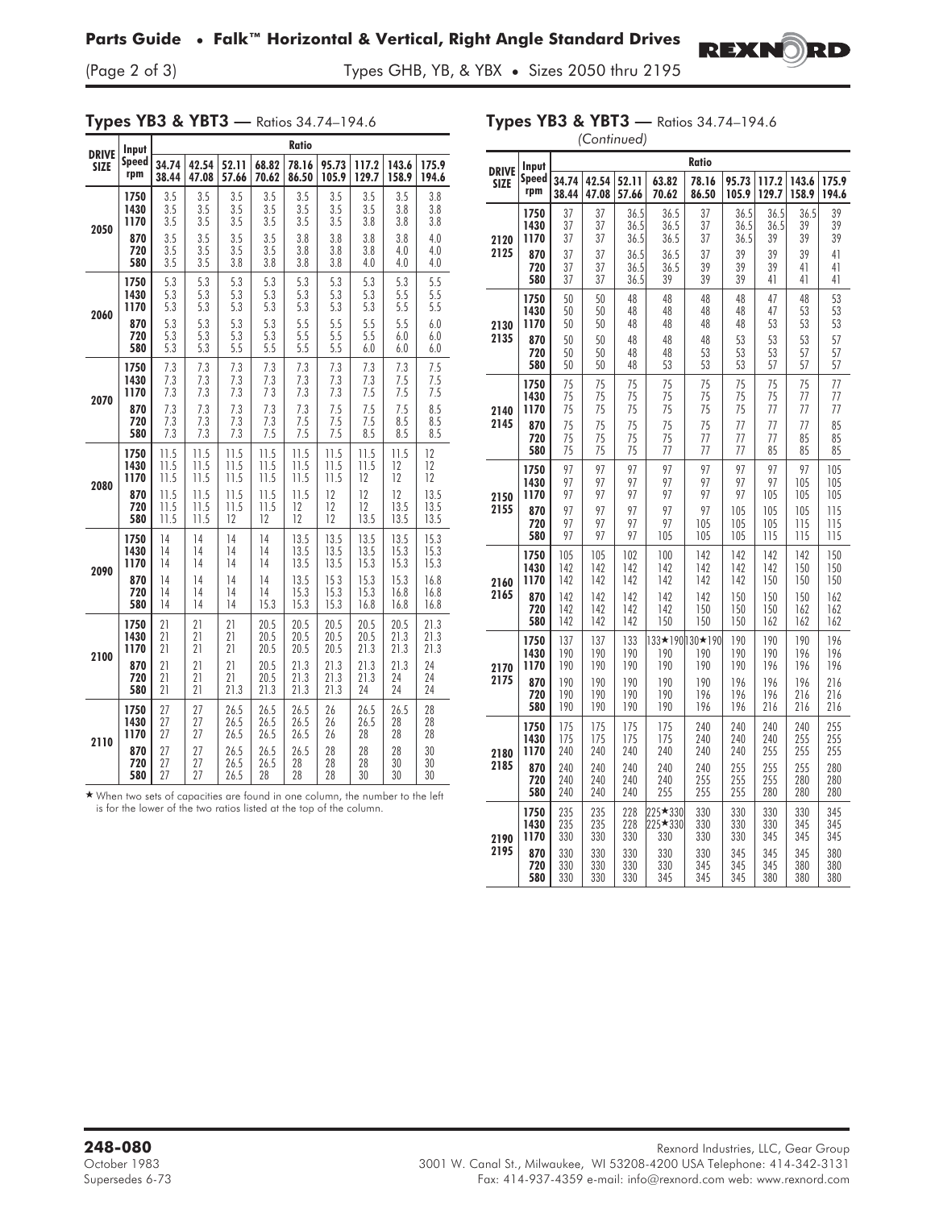## Types YB3 & YBT3 — Ratios 34.74–194.6

| DRIVE SIZE | Input Speed rpm | 34.74 38.44 | 42.54 47.08 | 52.11 57.66 | 68.82 70.62 | 78.16 86.50 | 95.73 105.9 | 117.2 129.7 | 143.6 158.9 | 175.9 194.6 |
|---|---|---|---|---|---|---|---|---|---|---|
| 2050 | 1750 | 3.5 | 3.5 | 3.5 | 3.5 | 3.5 | 3.5 | 3.5 | 3.5 | 3.8 |
| | 1430 | 3.5 | 3.5 | 3.5 | 3.5 | 3.5 | 3.5 | 3.5 | 3.8 | 3.8 |
| | 1170 | 3.5 | 3.5 | 3.5 | 3.5 | 3.5 | 3.5 | 3.8 | 3.8 | 3.8 |
| | 870 | 3.5 | 3.5 | 3.5 | 3.5 | 3.8 | 3.8 | 3.8 | 3.8 | 4.0 |
| | 720 | 3.5 | 3.5 | 3.5 | 3.5 | 3.8 | 3.8 | 3.8 | 4.0 | 4.0 |
| | 580 | 3.5 | 3.5 | 3.8 | 3.8 | 3.8 | 3.8 | 4.0 | 4.0 | 4.0 |
| 2060 | 1750 | 5.3 | 5.3 | 5.3 | 5.3 | 5.3 | 5.3 | 5.3 | 5.3 | 5.5 |
| | 1430 | 5.3 | 5.3 | 5.3 | 5.3 | 5.3 | 5.3 | 5.3 | 5.5 | 5.5 |
| | 1170 | 5.3 | 5.3 | 5.3 | 5.3 | 5.3 | 5.3 | 5.3 | 5.5 | 5.5 |
| | 870 | 5.3 | 5.3 | 5.3 | 5.3 | 5.5 | 5.5 | 5.5 | 5.5 | 6.0 |
| | 720 | 5.3 | 5.3 | 5.3 | 5.3 | 5.5 | 5.5 | 5.5 | 6.0 | 6.0 |
| | 580 | 5.3 | 5.3 | 5.5 | 5.5 | 5.5 | 5.5 | 6.0 | 6.0 | 6.0 |
| 2070 | 1750 | 7.3 | 7.3 | 7.3 | 7.3 | 7.3 | 7.3 | 7.3 | 7.3 | 7.5 |
| | 1430 | 7.3 | 7.3 | 7.3 | 7.3 | 7.3 | 7.3 | 7.3 | 7.5 | 7.5 |
| | 1170 | 7.3 | 7.3 | 7.3 | 7 3 | 7.3 | 7.3 | 7.5 | 7.5 | 7.5 |
| | 870 | 7.3 | 7.3 | 7.3 | 7.3 | 7.3 | 7.5 | 7.5 | 7.5 | 8.5 |
| | 720 | 7.3 | 7.3 | 7.3 | 7.3 | 7.5 | 7.5 | 7.5 | 8.5 | 8.5 |
| | 580 | 7.3 | 7.3 | 7.3 | 7.5 | 7.5 | 7.5 | 8.5 | 8.5 | 8.5 |
| 2080 | 1750 | 11.5 | 11.5 | 11.5 | 11.5 | 11.5 | 11.5 | 11.5 | 11.5 | 12 |
| | 1430 | 11.5 | 11.5 | 11.5 | 11.5 | 11.5 | 11.5 | 11.5 | 12 | 12 |
| | 1170 | 11.5 | 11.5 | 11.5 | 11.5 | 11.5 | 11.5 | 12 | 12 | 12 |
| | 870 | 11.5 | 11.5 | 11.5 | 11.5 | 11.5 | 12 | 12 | 12 | 13.5 |
| | 720 | 11.5 | 11.5 | 11.5 | 11.5 | 12 | 12 | 12 | 13.5 | 13.5 |
| | 580 | 11.5 | 11.5 | 12 | 12 | 12 | 12 | 13.5 | 13.5 | 13.5 |
| 2090 | 1750 | 14 | 14 | 14 | 14 | 13.5 | 13.5 | 13.5 | 13.5 | 15.3 |
| | 1430 | 14 | 14 | 14 | 14 | 13.5 | 13.5 | 13.5 | 15.3 | 15.3 |
| | 1170 | 14 | 14 | 14 | 14 | 13.5 | 13.5 | 15.3 | 15.3 | 15.3 |
| | 870 | 14 | 14 | 14 | 14 | 13.5 | 15 3 | 15.3 | 15.3 | 16.8 |
| | 720 | 14 | 14 | 14 | 14 | 15.3 | 15.3 | 15.3 | 16.8 | 16.8 |
| | 580 | 14 | 14 | 14 | 15.3 | 15.3 | 15.3 | 16.8 | 16.8 | 16.8 |
| 2100 | 1750 | 21 | 21 | 21 | 20.5 | 20.5 | 20.5 | 20.5 | 20.5 | 21.3 |
| | 1430 | 21 | 21 | 21 | 20.5 | 20.5 | 20.5 | 20.5 | 21.3 | 21.3 |
| | 1170 | 21 | 21 | 21 | 20.5 | 20.5 | 20.5 | 21.3 | 21.3 | 21.3 |
| | 870 | 21 | 21 | 21 | 20.5 | 21.3 | 21.3 | 21.3 | 21.3 | 24 |
| | 720 | 21 | 21 | 21 | 20.5 | 21.3 | 21.3 | 21.3 | 24 | 24 |
| | 580 | 21 | 21 | 21.3 | 21.3 | 21.3 | 21.3 | 24 | 24 | 24 |
| 2110 | 1750 | 27 | 27 | 26.5 | 26.5 | 26.5 | 26 | 26.5 | 26.5 | 28 |
| | 1430 | 27 | 27 | 26.5 | 26.5 | 26.5 | 26 | 26.5 | 28 | 28 |
| | 1170 | 27 | 27 | 26.5 | 26.5 | 26.5 | 26 | 28 | 28 | 28 |
| | 870 | 27 | 27 | 26.5 | 26.5 | 26.5 | 28 | 28 | 28 | 30 |
| | 720 | 27 | 27 | 26.5 | 26.5 | 28 | 28 | 28 | 30 | 30 |
| | 580 | 27 | 27 | 26.5 | 28 | 28 | 28 | 30 | 30 | 30 |

★ When two sets of capacities are found in one column, the number to the left is for the lower of the two ratios listed at the top of the column.

## Types YB3 & YBT3 — Ratios 34.74–194.6 *(Continued)*

| DRIVE SIZE | Input Speed rpm | 34.74 38.44 | 42.54 47.08 | 52.11 57.66 | 63.82 70.62 | 78.16 86.50 | 95.73 105.9 | 117.2 129.7 | 143.6 158.9 | 175.9 194.6 |
|---|---|---|---|---|---|---|---|---|---|---|
| 2120 2125 | 1750 | 37 | 37 | 36.5 | 36.5 | 37 | 36.5 | 36.5 | 36.5 | 39 |
| | 1430 | 37 | 37 | 36.5 | 36.5 | 37 | 36.5 | 36.5 | 39 | 39 |
| | 1170 | 37 | 37 | 36.5 | 36.5 | 37 | 36.5 | 39 | 39 | 39 |
| | 870 | 37 | 37 | 36.5 | 36.5 | 37 | 39 | 39 | 39 | 41 |
| | 720 | 37 | 37 | 36.5 | 36.5 | 39 | 39 | 39 | 41 | 41 |
| | 580 | 37 | 37 | 36.5 | 39 | 39 | 39 | 41 | 41 | 41 |
| 2130 2135 | 1750 | 50 | 50 | 48 | 48 | 48 | 48 | 47 | 48 | 53 |
| | 1430 | 50 | 50 | 48 | 48 | 48 | 48 | 47 | 53 | 53 |
| | 1170 | 50 | 50 | 48 | 48 | 48 | 48 | 53 | 53 | 53 |
| | 870 | 50 | 50 | 48 | 48 | 48 | 53 | 53 | 53 | 57 |
| | 720 | 50 | 50 | 48 | 48 | 53 | 53 | 53 | 57 | 57 |
| | 580 | 50 | 50 | 48 | 53 | 53 | 53 | 57 | 57 | 57 |
| 2140 2145 | 1750 | 75 | 75 | 75 | 75 | 75 | 75 | 75 | 75 | 77 |
| | 1430 | 75 | 75 | 75 | 75 | 75 | 75 | 75 | 77 | 77 |
| | 1170 | 75 | 75 | 75 | 75 | 75 | 75 | 77 | 77 | 77 |
| | 870 | 75 | 75 | 75 | 75 | 75 | 77 | 77 | 77 | 85 |
| | 720 | 75 | 75 | 75 | 75 | 77 | 77 | 77 | 85 | 85 |
| | 580 | 75 | 75 | 75 | 77 | 77 | 77 | 85 | 85 | 85 |
| 2150 2155 | 1750 | 97 | 97 | 97 | 97 | 97 | 97 | 97 | 97 | 105 |
| | 1430 | 97 | 97 | 97 | 97 | 97 | 97 | 97 | 105 | 105 |
| | 1170 | 97 | 97 | 97 | 97 | 97 | 97 | 105 | 105 | 105 |
| | 870 | 97 | 97 | 97 | 97 | 97 | 105 | 105 | 105 | 115 |
| | 720 | 97 | 97 | 97 | 97 | 105 | 105 | 105 | 115 | 115 |
| | 580 | 97 | 97 | 97 | 105 | 105 | 105 | 115 | 115 | 115 |
| 2160 2165 | 1750 | 105 | 105 | 102 | 100 | 142 | 142 | 142 | 142 | 150 |
| | 1430 | 142 | 142 | 142 | 142 | 142 | 142 | 142 | 150 | 150 |
| | 1170 | 142 | 142 | 142 | 142 | 142 | 142 | 150 | 150 | 150 |
| | 870 | 142 | 142 | 142 | 142 | 142 | 150 | 150 | 150 | 162 |
| | 720 | 142 | 142 | 142 | 142 | 150 | 150 | 150 | 162 | 162 |
| | 580 | 142 | 142 | 142 | 150 | 150 | 150 | 162 | 162 | 162 |
| 2170 2175 | 1750 | 137 | 137 | 133 | 133★190 | 130★190 | 190 | 190 | 190 | 196 |
| | 1430 | 190 | 190 | 190 | 190 | 190 | 190 | 190 | 196 | 196 |
| | 1170 | 190 | 190 | 190 | 190 | 190 | 190 | 196 | 196 | 196 |
| | 870 | 190 | 190 | 190 | 190 | 190 | 196 | 196 | 196 | 216 |
| | 720 | 190 | 190 | 190 | 190 | 196 | 196 | 196 | 216 | 216 |
| | 580 | 190 | 190 | 190 | 190 | 196 | 196 | 216 | 216 | 216 |
| 2180 2185 | 1750 | 175 | 175 | 175 | 175 | 240 | 240 | 240 | 240 | 255 |
| | 1430 | 175 | 175 | 175 | 175 | 240 | 240 | 240 | 255 | 255 |
| | 1170 | 240 | 240 | 240 | 240 | 240 | 240 | 255 | 255 | 255 |
| | 870 | 240 | 240 | 240 | 240 | 240 | 255 | 255 | 255 | 280 |
| | 720 | 240 | 240 | 240 | 240 | 255 | 255 | 255 | 280 | 280 |
| | 580 | 240 | 240 | 240 | 255 | 255 | 255 | 280 | 280 | 280 |
| 2190 2195 | 1750 | 235 | 235 | 228 | 225★330 | 330 | 330 | 330 | 330 | 345 |
| | 1430 | 235 | 235 | 228 | 225★330 | 330 | 330 | 330 | 345 | 345 |
| | 1170 | 330 | 330 | 330 | 330 | 330 | 330 | 345 | 345 | 345 |
| | 870 | 330 | 330 | 330 | 330 | 330 | 345 | 345 | 345 | 380 |
| | 720 | 330 | 330 | 330 | 330 | 345 | 345 | 345 | 380 | 380 |
| | 580 | 330 | 330 | 330 | 345 | 345 | 345 | 380 | 380 | 380 |

**248-080**
October 1983
Supersedes 6-73

Rexnord Industries, LLC, Gear Group
3001 W. Canal St., Milwaukee, WI 53208-4200 USA Telephone: 414-342-3131
Fax: 414-937-4359 e-mail: info@rexnord.com web: www.rexnord.com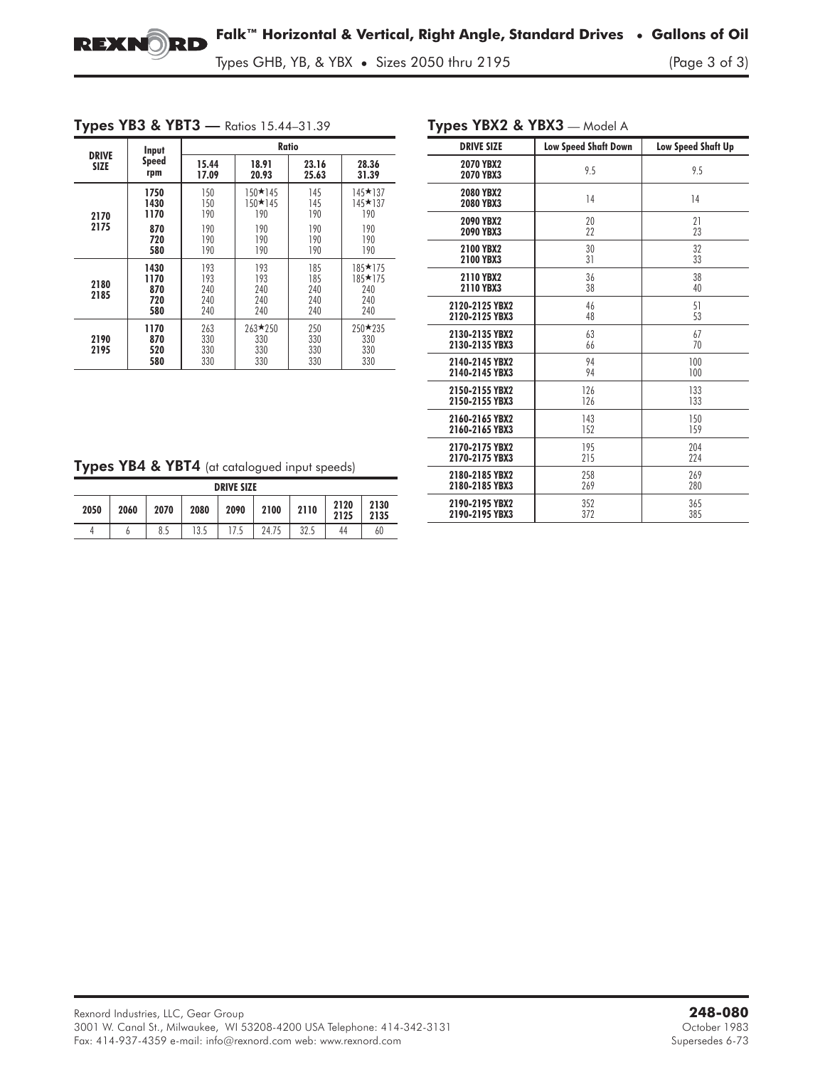### Types YB3 & YBT3 — Ratios 15.44–31.39

| DRIVE SIZE | Input Speed rpm | Ratio | | | |
|---|---|---|---|---|---|
| | | 15.44 17.09 | 18.91 20.93 | 23.16 25.63 | 28.36 31.39 |
| 2170 2175 | 1750 | 150 | 150★145 | 145 | 145★137 |
| | 1430 | 150 | 150★145 | 145 | 145★137 |
| | 1170 | 190 | 190 | 190 | 190 |
| | 870 | 190 | 190 | 190 | 190 |
| | 720 | 190 | 190 | 190 | 190 |
| | 580 | 190 | 190 | 190 | 190 |
| 2180 2185 | 1430 | 193 | 193 | 185 | 185★175 |
| | 1170 | 193 | 193 | 185 | 185★175 |
| | 870 | 240 | 240 | 240 | 240 |
| | 720 | 240 | 240 | 240 | 240 |
| | 580 | 240 | 240 | 240 | 240 |
| 2190 2195 | 1170 | 263 | 263★250 | 250 | 250★235 |
| | 870 | 330 | 330 | 330 | 330 |
| | 520 | 330 | 330 | 330 | 330 |
| | 580 | 330 | 330 | 330 | 330 |

### Types YB4 & YBT4 (at catalogued input speeds)

| DRIVE SIZE | | | | | | | | |
|---|---|---|---|---|---|---|---|---|
| 2050 | 2060 | 2070 | 2080 | 2090 | 2100 | 2110 | 2120 2125 | 2130 2135 |
| 4 | 6 | 8.5 | 13.5 | 17.5 | 24.75 | 32.5 | 44 | 60 |

### Types YBX2 & YBX3 — Model A

| DRIVE SIZE | Low Speed Shaft Down | Low Speed Shaft Up |
|---|---|---|
| 2070 YBX2 | 9.5 | 9.5 |
| 2070 YBX3 | | |
| 2080 YBX2 | 14 | 14 |
| 2080 YBX3 | | |
| 2090 YBX2 | 20 | 21 |
| 2090 YBX3 | 22 | 23 |
| 2100 YBX2 | 30 | 32 |
| 2100 YBX3 | 31 | 33 |
| 2110 YBX2 | 36 | 38 |
| 2110 YBX3 | 38 | 40 |
| 2120-2125 YBX2 | 46 | 51 |
| 2120-2125 YBX3 | 48 | 53 |
| 2130-2135 YBX2 | 63 | 67 |
| 2130-2135 YBX3 | 66 | 70 |
| 2140-2145 YBX2 | 94 | 100 |
| 2140-2145 YBX3 | 94 | 100 |
| 2150-2155 YBX2 | 126 | 133 |
| 2150-2155 YBX3 | 126 | 133 |
| 2160-2165 YBX2 | 143 | 150 |
| 2160-2165 YBX3 | 152 | 159 |
| 2170-2175 YBX2 | 195 | 204 |
| 2170-2175 YBX3 | 215 | 224 |
| 2180-2185 YBX2 | 258 | 269 |
| 2180-2185 YBX3 | 269 | 280 |
| 2190-2195 YBX2 | 352 | 365 |
| 2190-2195 YBX3 | 372 | 385 |

Rexnord Industries, LLC, Gear Group
3001 W. Canal St., Milwaukee, WI 53208-4200 USA Telephone: 414-342-3131
Fax: 414-937-4359 e-mail: info@rexnord.com web: www.rexnord.com

**248-080**
October 1983
Supersedes 6-73